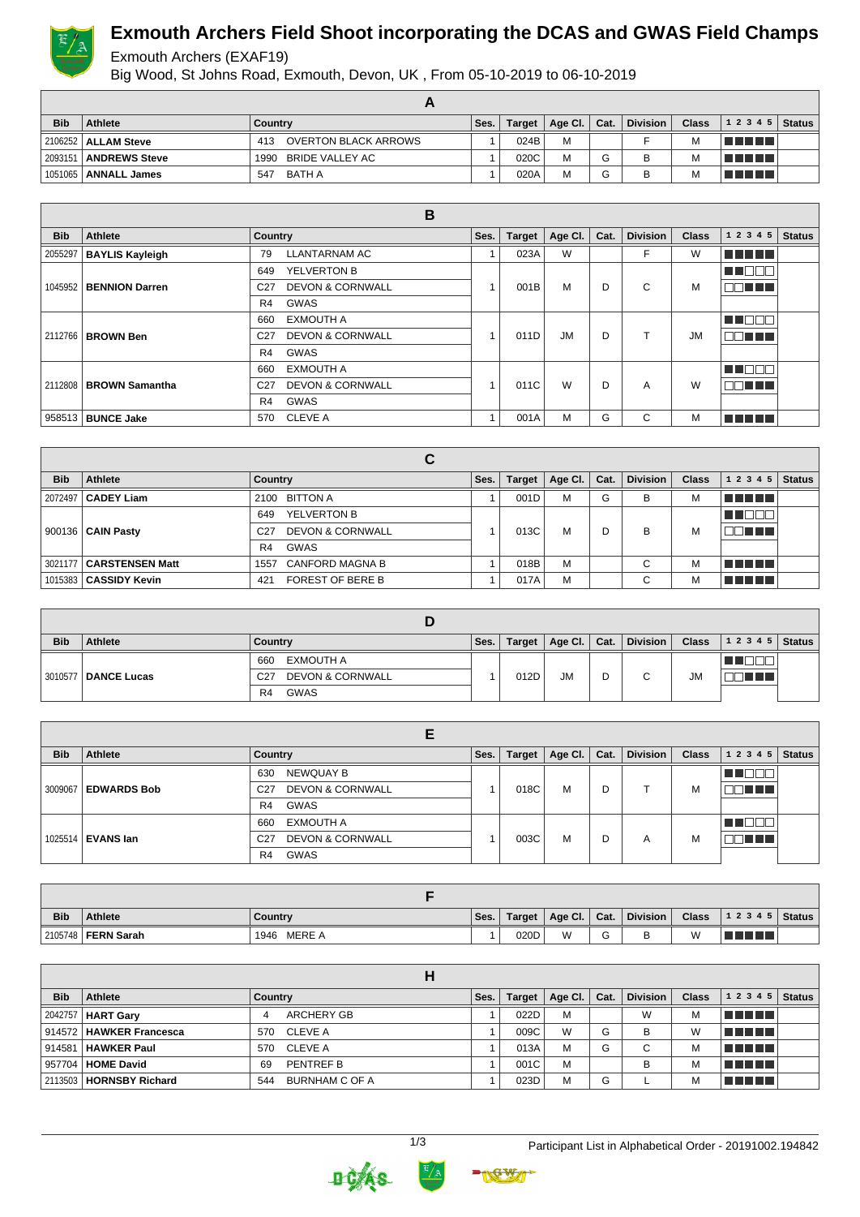# Exmouth Archers Field Shoot incorporating the DCAS and GWAS Field Champs

Exmouth Archers (EXAF19)

Big Wood, St Johns Road, Exmouth, Devon, UK , From 05-10-2019 to 06-10-2019

## A

| Bib | Athlete | Country | Ses. | Target | Age Cl. | Cat. | Division | Class | 1 2 3 4 5 | Status |
|---|---|---|---|---|---|---|---|---|---|---|
| 2106252 | **ALLAM Steve** | 413 OVERTON BLACK ARROWS | 1 | 024B | M | | F | M | | |
| 2093151 | **ANDREWS Steve** | 1990 BRIDE VALLEY AC | 1 | 020C | M | G | B | M | | |
| 1051065 | **ANNALL James** | 547 BATH A | 1 | 020A | M | G | B | M | | |

## B

| Bib | Athlete | Country | Ses. | Target | Age Cl. | Cat. | Division | Class | 1 2 3 4 5 | Status |
|---|---|---|---|---|---|---|---|---|---|---|
| 2055297 | **BAYLIS Kayleigh** | 79 LLANTARNAM AC | 1 | 023A | W | | F | W | | |
| 1045952 | **BENNION Darren** | 649 YELVERTON B<br>C27 DEVON & CORNWALL<br>R4 GWAS | 1 | 001B | M | D | C | M | | |
| 2112766 | **BROWN Ben** | 660 EXMOUTH A<br>C27 DEVON & CORNWALL<br>R4 GWAS | 1 | 011D | JM | D | T | JM | | |
| 2112808 | **BROWN Samantha** | 660 EXMOUTH A<br>C27 DEVON & CORNWALL<br>R4 GWAS | 1 | 011C | W | D | A | W | | |
| 958513 | **BUNCE Jake** | 570 CLEVE A | 1 | 001A | M | G | C | M | | |

## C

| Bib | Athlete | Country | Ses. | Target | Age Cl. | Cat. | Division | Class | 1 2 3 4 5 | Status |
|---|---|---|---|---|---|---|---|---|---|---|
| 2072497 | **CADEY Liam** | 2100 BITTON A | 1 | 001D | M | G | B | M | | |
| 900136 | **CAIN Pasty** | 649 YELVERTON B<br>C27 DEVON & CORNWALL<br>R4 GWAS | 1 | 013C | M | D | B | M | | |
| 3021177 | **CARSTENSEN Matt** | 1557 CANFORD MAGNA B | 1 | 018B | M | | C | M | | |
| 1015383 | **CASSIDY Kevin** | 421 FOREST OF BERE B | 1 | 017A | M | | C | M | | |

## D

| Bib | Athlete | Country | Ses. | Target | Age Cl. | Cat. | Division | Class | 1 2 3 4 5 | Status |
|---|---|---|---|---|---|---|---|---|---|---|
| 3010577 | **DANCE Lucas** | 660 EXMOUTH A<br>C27 DEVON & CORNWALL<br>R4 GWAS | 1 | 012D | JM | D | C | JM | | |

## E

| Bib | Athlete | Country | Ses. | Target | Age Cl. | Cat. | Division | Class | 1 2 3 4 5 | Status |
|---|---|---|---|---|---|---|---|---|---|---|
| 3009067 | **EDWARDS Bob** | 630 NEWQUAY B<br>C27 DEVON & CORNWALL<br>R4 GWAS | 1 | 018C | M | D | T | M | | |
| 1025514 | **EVANS Ian** | 660 EXMOUTH A<br>C27 DEVON & CORNWALL<br>R4 GWAS | 1 | 003C | M | D | A | M | | |

## F

| Bib | Athlete | Country | Ses. | Target | Age Cl. | Cat. | Division | Class | 1 2 3 4 5 | Status |
|---|---|---|---|---|---|---|---|---|---|---|
| 2105748 | **FERN Sarah** | 1946 MERE A | 1 | 020D | W | G | B | W | | |

## H

| Bib | Athlete | Country | Ses. | Target | Age Cl. | Cat. | Division | Class | 1 2 3 4 5 | Status |
|---|---|---|---|---|---|---|---|---|---|---|
| 2042757 | **HART Gary** | 4 ARCHERY GB | 1 | 022D | M | | W | M | | |
| 914572 | **HAWKER Francesca** | 570 CLEVE A | 1 | 009C | W | G | B | W | | |
| 914581 | **HAWKER Paul** | 570 CLEVE A | 1 | 013A | M | G | C | M | | |
| 957704 | **HOME David** | 69 PENTREF B | 1 | 001C | M | | B | M | | |
| 2113503 | **HORNSBY Richard** | 544 BURNHAM C OF A | 1 | 023D | M | G | L | M | | |

Participant List in Alphabetical Order - 20191002.194842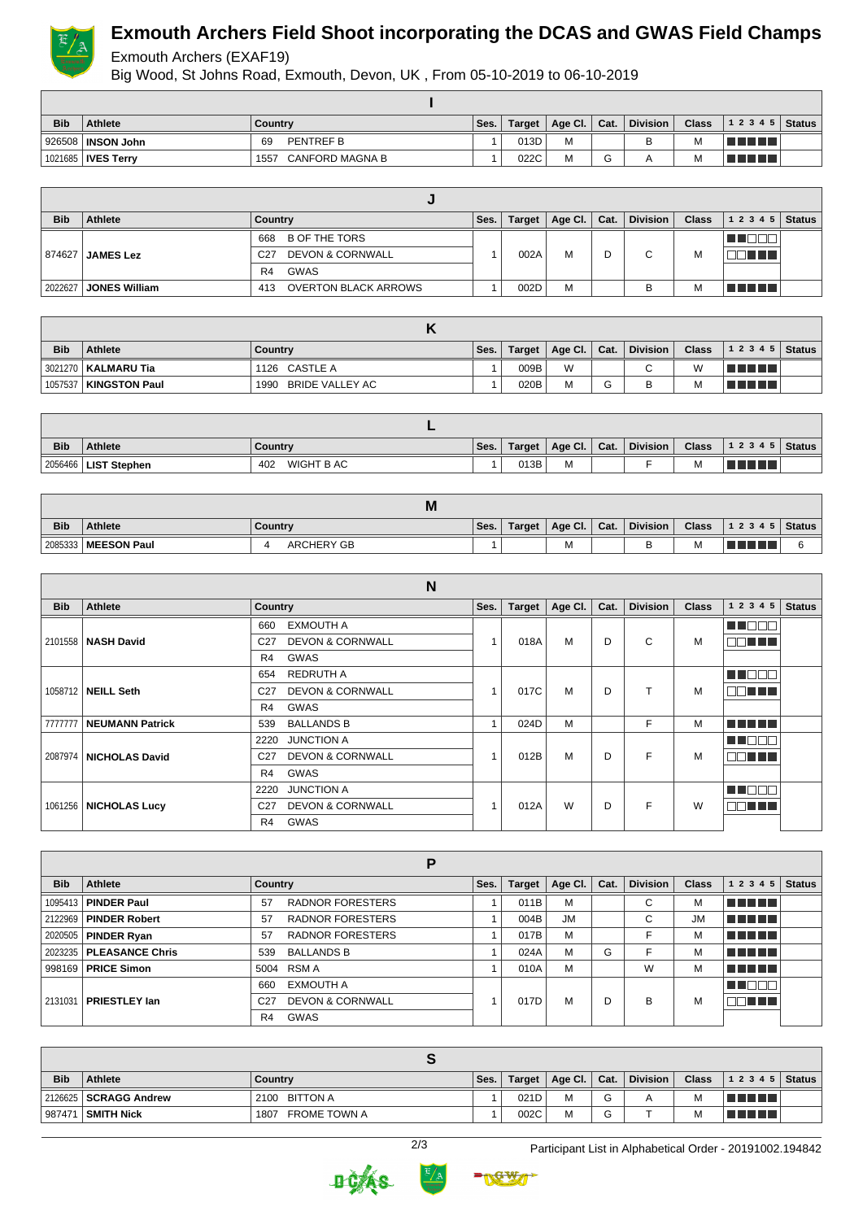# Exmouth Archers Field Shoot incorporating the DCAS and GWAS Field Champs

Exmouth Archers (EXAF19)

Big Wood, St Johns Road, Exmouth, Devon, UK , From 05-10-2019 to 06-10-2019

## I

| Bib | Athlete | Country | Ses. | Target | Age Cl. | Cat. | Division | Class | 1 2 3 4 5 | Status |
|---|---|---|---|---|---|---|---|---|---|---|
| 926508 | **INSON John** | 69 PENTREF B | 1 | 013D | M | | B | M | | |
| 1021685 | **IVES Terry** | 1557 CANFORD MAGNA B | 1 | 022C | M | G | A | M | | |

## J

| Bib | Athlete | Country | Ses. | Target | Age Cl. | Cat. | Division | Class | 1 2 3 4 5 | Status |
|---|---|---|---|---|---|---|---|---|---|---|
| 874627 | **JAMES Lez** | 668 B OF THE TORS<br>C27 DEVON & CORNWALL<br>R4 GWAS | 1 | 002A | M | D | C | M | | |
| 2022627 | **JONES William** | 413 OVERTON BLACK ARROWS | 1 | 002D | M | | B | M | | |

## K

| Bib | Athlete | Country | Ses. | Target | Age Cl. | Cat. | Division | Class | 1 2 3 4 5 | Status |
|---|---|---|---|---|---|---|---|---|---|---|
| 3021270 | **KALMARU Tia** | 1126 CASTLE A | 1 | 009B | W | | C | W | | |
| 1057537 | **KINGSTON Paul** | 1990 BRIDE VALLEY AC | 1 | 020B | M | G | B | M | | |

## L

| Bib | Athlete | Country | Ses. | Target | Age Cl. | Cat. | Division | Class | 1 2 3 4 5 | Status |
|---|---|---|---|---|---|---|---|---|---|---|
| 2056466 | **LIST Stephen** | 402 WIGHT B AC | 1 | 013B | M | | F | M | | |

## M

| Bib | Athlete | Country | Ses. | Target | Age Cl. | Cat. | Division | Class | 1 2 3 4 5 | Status |
|---|---|---|---|---|---|---|---|---|---|---|
| 2085333 | **MEESON Paul** | 4 ARCHERY GB | 1 | | M | | B | M | | 6 |

## N

| Bib | Athlete | Country | Ses. | Target | Age Cl. | Cat. | Division | Class | 1 2 3 4 5 | Status |
|---|---|---|---|---|---|---|---|---|---|---|
| 2101558 | **NASH David** | 660 EXMOUTH A<br>C27 DEVON & CORNWALL<br>R4 GWAS | 1 | 018A | M | D | C | M | | |
| 1058712 | **NEILL Seth** | 654 REDRUTH A<br>C27 DEVON & CORNWALL<br>R4 GWAS | 1 | 017C | M | D | T | M | | |
| 7777777 | **NEUMANN Patrick** | 539 BALLANDS B | 1 | 024D | M | | F | M | | |
| 2087974 | **NICHOLAS David** | 2220 JUNCTION A<br>C27 DEVON & CORNWALL<br>R4 GWAS | 1 | 012B | M | D | F | M | | |
| 1061256 | **NICHOLAS Lucy** | 2220 JUNCTION A<br>C27 DEVON & CORNWALL<br>R4 GWAS | 1 | 012A | W | D | F | W | | |

## P

| Bib | Athlete | Country | Ses. | Target | Age Cl. | Cat. | Division | Class | 1 2 3 4 5 | Status |
|---|---|---|---|---|---|---|---|---|---|---|
| 1095413 | **PINDER Paul** | 57 RADNOR FORESTERS | 1 | 011B | M | | C | M | | |
| 2122969 | **PINDER Robert** | 57 RADNOR FORESTERS | 1 | 004B | JM | | C | JM | | |
| 2020505 | **PINDER Ryan** | 57 RADNOR FORESTERS | 1 | 017B | M | | F | M | | |
| 2023235 | **PLEASANCE Chris** | 539 BALLANDS B | 1 | 024A | M | G | F | M | | |
| 998169 | **PRICE Simon** | 5004 RSM A | 1 | 010A | M | | W | M | | |
| 2131031 | **PRIESTLEY Ian** | 660 EXMOUTH A<br>C27 DEVON & CORNWALL<br>R4 GWAS | 1 | 017D | M | D | B | M | | |

## S

| Bib | Athlete | Country | Ses. | Target | Age Cl. | Cat. | Division | Class | 1 2 3 4 5 | Status |
|---|---|---|---|---|---|---|---|---|---|---|
| 2126625 | **SCRAGG Andrew** | 2100 BITTON A | 1 | 021D | M | G | A | M | | |
| 987471 | **SMITH Nick** | 1807 FROME TOWN A | 1 | 002C | M | G | T | M | | |

Participant List in Alphabetical Order - 20191002.194842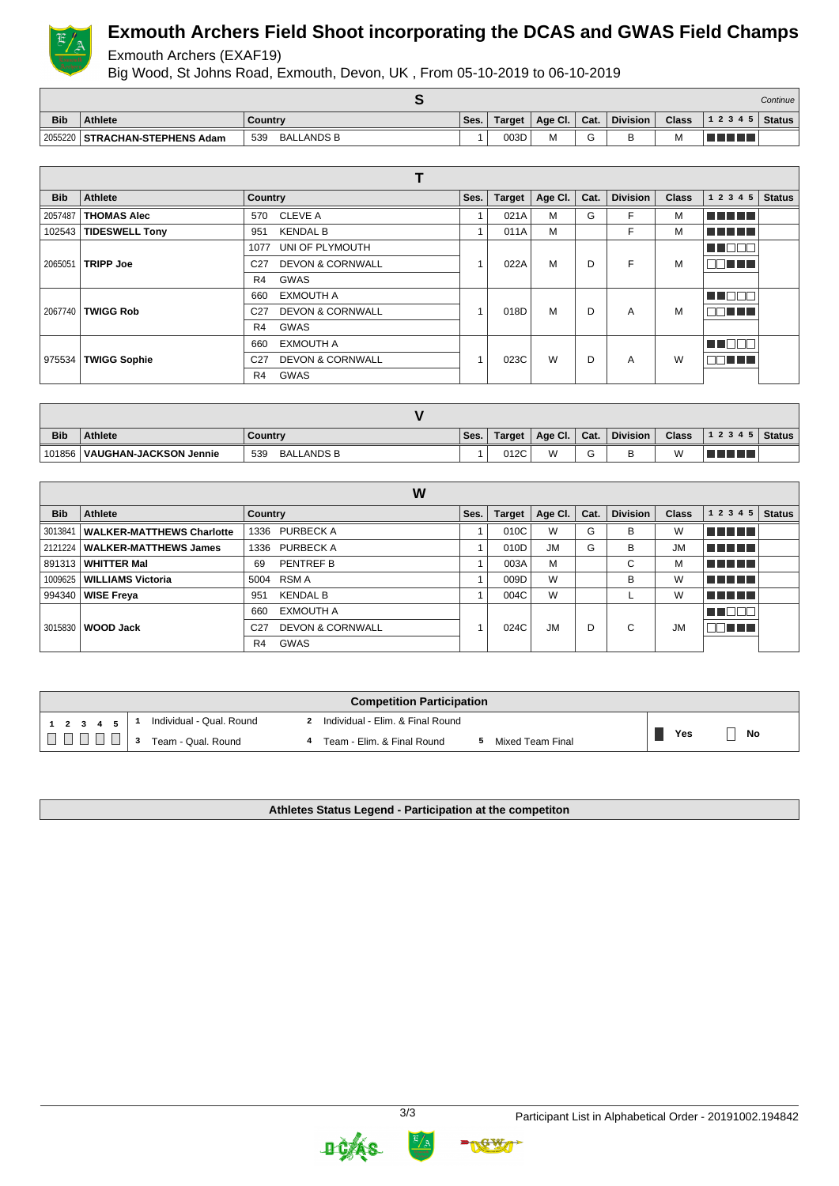# Exmouth Archers Field Shoot incorporating the DCAS and GWAS Field Champs

Exmouth Archers (EXAF19)

Big Wood, St Johns Road, Exmouth, Devon, UK , From 05-10-2019 to 06-10-2019

## S

*Continue*

| Bib | Athlete | Country | Ses. | Target | Age Cl. | Cat. | Division | Class | 1 2 3 4 5 | Status |
|---|---|---|---|---|---|---|---|---|---|---|
| 2055220 | **STRACHAN-STEPHENS Adam** | 539 BALLANDS B | 1 | 003D | M | G | B | M | ■■■■■ | |

## T

| Bib | Athlete | Country | Ses. | Target | Age Cl. | Cat. | Division | Class | 1 2 3 4 5 | Status |
|---|---|---|---|---|---|---|---|---|---|---|
| 2057487 | **THOMAS Alec** | 570 CLEVE A | 1 | 021A | M | G | F | M | ■■■■■ | |
| 102543 | **TIDESWELL Tony** | 951 KENDAL B | 1 | 011A | M | | F | M | ■■■■■ | |
| 2065051 | **TRIPP Joe** | 1077 UNI OF PLYMOUTH<br>C27 DEVON & CORNWALL<br>R4 GWAS | 1 | 022A | M | D | F | M | ■■□□□<br>□□■■■ | |
| 2067740 | **TWIGG Rob** | 660 EXMOUTH A<br>C27 DEVON & CORNWALL<br>R4 GWAS | 1 | 018D | M | D | A | M | ■■□□□<br>□□■■■ | |
| 975534 | **TWIGG Sophie** | 660 EXMOUTH A<br>C27 DEVON & CORNWALL<br>R4 GWAS | 1 | 023C | W | D | A | W | ■■□□□<br>□□■■■ | |

## V

| Bib | Athlete | Country | Ses. | Target | Age Cl. | Cat. | Division | Class | 1 2 3 4 5 | Status |
|---|---|---|---|---|---|---|---|---|---|---|
| 101856 | **VAUGHAN-JACKSON Jennie** | 539 BALLANDS B | 1 | 012C | W | G | B | W | ■■■■■ | |

## W

| Bib | Athlete | Country | Ses. | Target | Age Cl. | Cat. | Division | Class | 1 2 3 4 5 | Status |
|---|---|---|---|---|---|---|---|---|---|---|
| 3013841 | **WALKER-MATTHEWS Charlotte** | 1336 PURBECK A | 1 | 010C | W | G | B | W | ■■■■■ | |
| 2121224 | **WALKER-MATTHEWS James** | 1336 PURBECK A | 1 | 010D | JM | G | B | JM | ■■■■■ | |
| 891313 | **WHITTER Mal** | 69 PENTREF B | 1 | 003A | M | | C | M | ■■■■■ | |
| 1009625 | **WILLIAMS Victoria** | 5004 RSM A | 1 | 009D | W | | B | W | ■■■■■ | |
| 994340 | **WISE Freya** | 951 KENDAL B | 1 | 004C | W | | L | W | ■■■■■ | |
| 3015830 | **WOOD Jack** | 660 EXMOUTH A<br>C27 DEVON & CORNWALL<br>R4 GWAS | 1 | 024C | JM | D | C | JM | ■■□□□<br>□□■■■ | |

## Competition Participation

| 1 2 3 4 5 | | | | |
|---|---|---|---|---|
| □□□□□ | **1** Individual - Qual. Round | **2** Individual - Elim. & Final Round | | ■ Yes □ No |
| | **3** Team - Qual. Round | **4** Team - Elim. & Final Round | **5** Mixed Team Final | |

**Athletes Status Legend - Participation at the competiton**

Participant List in Alphabetical Order - 20191002.194842